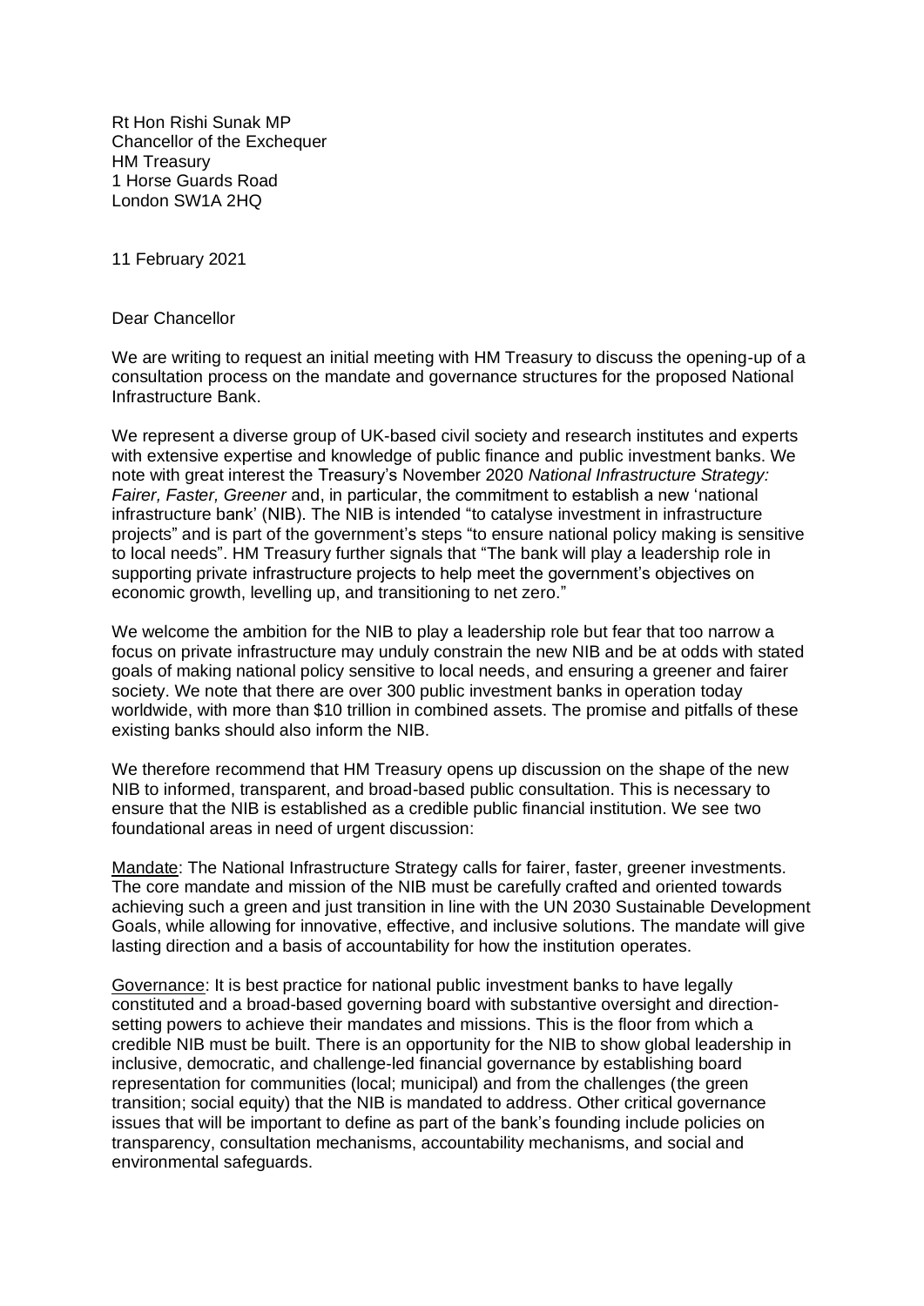Rt Hon Rishi Sunak MP
Chancellor of the Exchequer
HM Treasury
1 Horse Guards Road
London SW1A 2HQ

11 February 2021

Dear Chancellor

We are writing to request an initial meeting with HM Treasury to discuss the opening-up of a consultation process on the mandate and governance structures for the proposed National Infrastructure Bank.

We represent a diverse group of UK-based civil society and research institutes and experts with extensive expertise and knowledge of public finance and public investment banks. We note with great interest the Treasury's November 2020 *National Infrastructure Strategy: Fairer, Faster, Greener* and, in particular, the commitment to establish a new 'national infrastructure bank' (NIB). The NIB is intended "to catalyse investment in infrastructure projects" and is part of the government's steps "to ensure national policy making is sensitive to local needs". HM Treasury further signals that "The bank will play a leadership role in supporting private infrastructure projects to help meet the government's objectives on economic growth, levelling up, and transitioning to net zero."

We welcome the ambition for the NIB to play a leadership role but fear that too narrow a focus on private infrastructure may unduly constrain the new NIB and be at odds with stated goals of making national policy sensitive to local needs, and ensuring a greener and fairer society. We note that there are over 300 public investment banks in operation today worldwide, with more than $10 trillion in combined assets. The promise and pitfalls of these existing banks should also inform the NIB.

We therefore recommend that HM Treasury opens up discussion on the shape of the new NIB to informed, transparent, and broad-based public consultation. This is necessary to ensure that the NIB is established as a credible public financial institution. We see two foundational areas in need of urgent discussion:

<u>Mandate</u>: The National Infrastructure Strategy calls for fairer, faster, greener investments. The core mandate and mission of the NIB must be carefully crafted and oriented towards achieving such a green and just transition in line with the UN 2030 Sustainable Development Goals, while allowing for innovative, effective, and inclusive solutions. The mandate will give lasting direction and a basis of accountability for how the institution operates.

<u>Governance</u>: It is best practice for national public investment banks to have legally constituted and a broad-based governing board with substantive oversight and direction-setting powers to achieve their mandates and missions. This is the floor from which a credible NIB must be built. There is an opportunity for the NIB to show global leadership in inclusive, democratic, and challenge-led financial governance by establishing board representation for communities (local; municipal) and from the challenges (the green transition; social equity) that the NIB is mandated to address. Other critical governance issues that will be important to define as part of the bank's founding include policies on transparency, consultation mechanisms, accountability mechanisms, and social and environmental safeguards.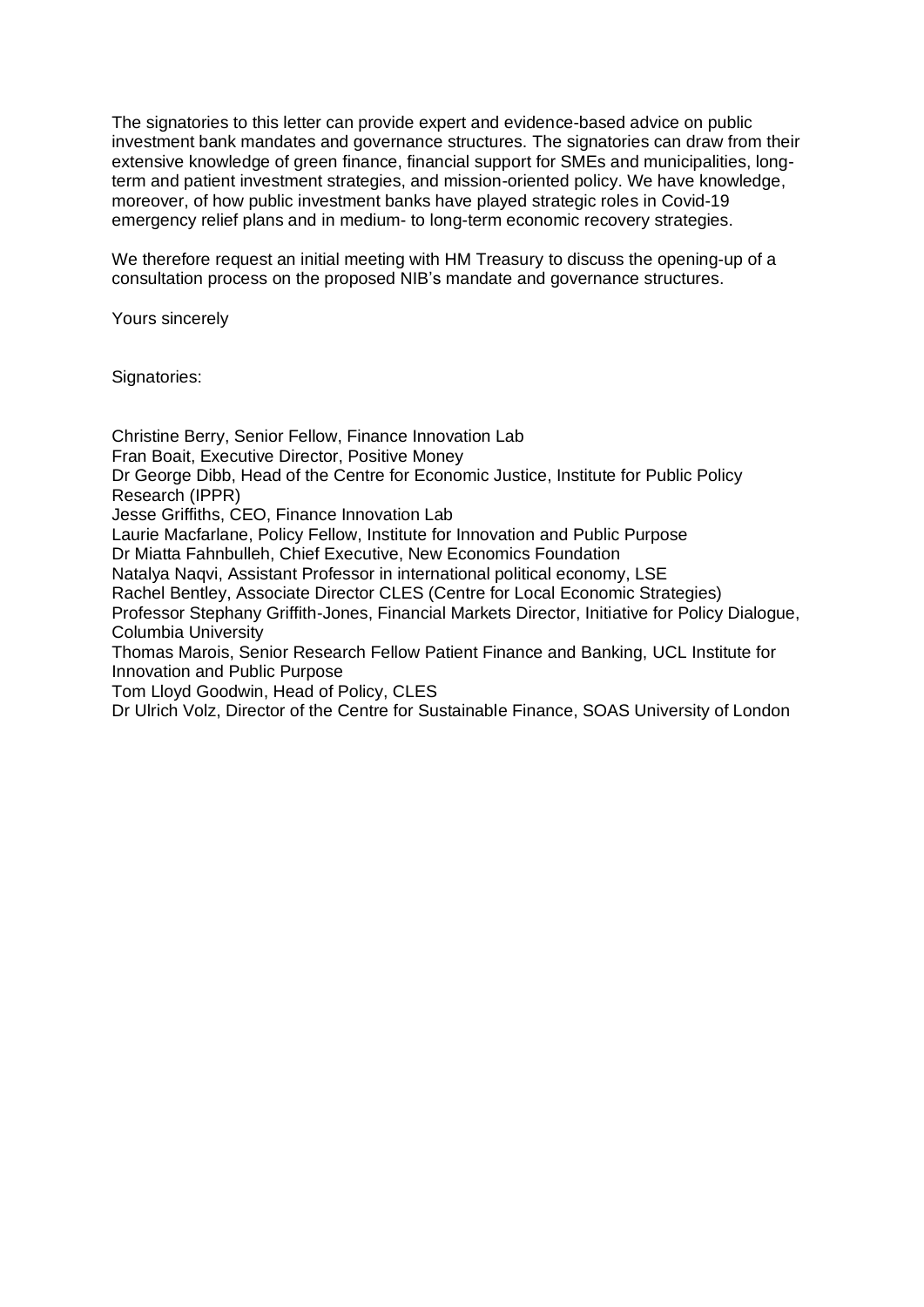The signatories to this letter can provide expert and evidence-based advice on public investment bank mandates and governance structures. The signatories can draw from their extensive knowledge of green finance, financial support for SMEs and municipalities, long-term and patient investment strategies, and mission-oriented policy. We have knowledge, moreover, of how public investment banks have played strategic roles in Covid-19 emergency relief plans and in medium- to long-term economic recovery strategies.

We therefore request an initial meeting with HM Treasury to discuss the opening-up of a consultation process on the proposed NIB's mandate and governance structures.

Yours sincerely

Signatories:

Christine Berry, Senior Fellow, Finance Innovation Lab
Fran Boait, Executive Director, Positive Money
Dr George Dibb, Head of the Centre for Economic Justice, Institute for Public Policy Research (IPPR)
Jesse Griffiths, CEO, Finance Innovation Lab
Laurie Macfarlane, Policy Fellow, Institute for Innovation and Public Purpose
Dr Miatta Fahnbulleh, Chief Executive, New Economics Foundation
Natalya Naqvi, Assistant Professor in international political economy, LSE
Rachel Bentley, Associate Director CLES (Centre for Local Economic Strategies)
Professor Stephany Griffith-Jones, Financial Markets Director, Initiative for Policy Dialogue, Columbia University
Thomas Marois, Senior Research Fellow Patient Finance and Banking, UCL Institute for Innovation and Public Purpose
Tom Lloyd Goodwin, Head of Policy, CLES
Dr Ulrich Volz, Director of the Centre for Sustainable Finance, SOAS University of London